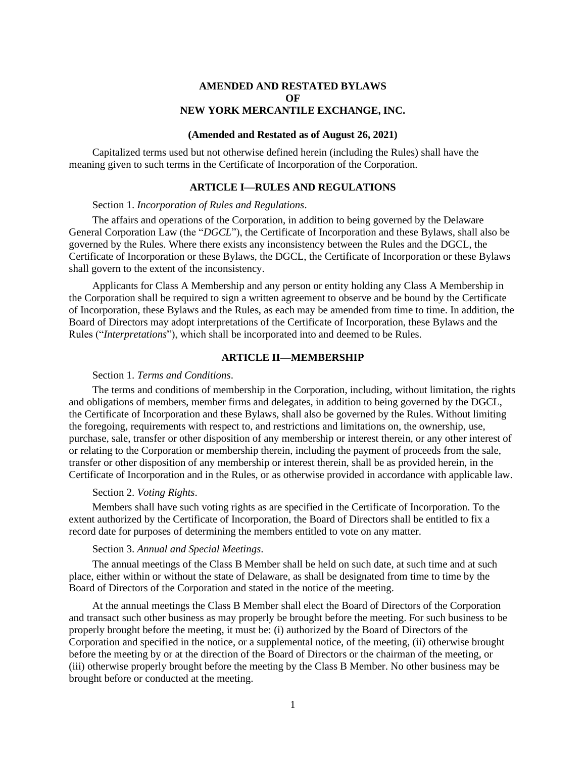# AMENDED AND RESTATED BYLAWS
# OF
# NEW YORK MERCANTILE EXCHANGE, INC.

**(Amended and Restated as of August 26, 2021)**

Capitalized terms used but not otherwise defined herein (including the Rules) shall have the meaning given to such terms in the Certificate of Incorporation of the Corporation.

## ARTICLE I—RULES AND REGULATIONS

Section 1. *Incorporation of Rules and Regulations*.

The affairs and operations of the Corporation, in addition to being governed by the Delaware General Corporation Law (the "*DGCL*"), the Certificate of Incorporation and these Bylaws, shall also be governed by the Rules. Where there exists any inconsistency between the Rules and the DGCL, the Certificate of Incorporation or these Bylaws, the DGCL, the Certificate of Incorporation or these Bylaws shall govern to the extent of the inconsistency.

Applicants for Class A Membership and any person or entity holding any Class A Membership in the Corporation shall be required to sign a written agreement to observe and be bound by the Certificate of Incorporation, these Bylaws and the Rules, as each may be amended from time to time. In addition, the Board of Directors may adopt interpretations of the Certificate of Incorporation, these Bylaws and the Rules ("*Interpretations*"), which shall be incorporated into and deemed to be Rules.

## ARTICLE II—MEMBERSHIP

Section 1. *Terms and Conditions*.

The terms and conditions of membership in the Corporation, including, without limitation, the rights and obligations of members, member firms and delegates, in addition to being governed by the DGCL, the Certificate of Incorporation and these Bylaws, shall also be governed by the Rules. Without limiting the foregoing, requirements with respect to, and restrictions and limitations on, the ownership, use, purchase, sale, transfer or other disposition of any membership or interest therein, or any other interest of or relating to the Corporation or membership therein, including the payment of proceeds from the sale, transfer or other disposition of any membership or interest therein, shall be as provided herein, in the Certificate of Incorporation and in the Rules, or as otherwise provided in accordance with applicable law.

Section 2. *Voting Rights*.

Members shall have such voting rights as are specified in the Certificate of Incorporation. To the extent authorized by the Certificate of Incorporation, the Board of Directors shall be entitled to fix a record date for purposes of determining the members entitled to vote on any matter.

Section 3. *Annual and Special Meetings*.

The annual meetings of the Class B Member shall be held on such date, at such time and at such place, either within or without the state of Delaware, as shall be designated from time to time by the Board of Directors of the Corporation and stated in the notice of the meeting.

At the annual meetings the Class B Member shall elect the Board of Directors of the Corporation and transact such other business as may properly be brought before the meeting. For such business to be properly brought before the meeting, it must be: (i) authorized by the Board of Directors of the Corporation and specified in the notice, or a supplemental notice, of the meeting, (ii) otherwise brought before the meeting by or at the direction of the Board of Directors or the chairman of the meeting, or (iii) otherwise properly brought before the meeting by the Class B Member. No other business may be brought before or conducted at the meeting.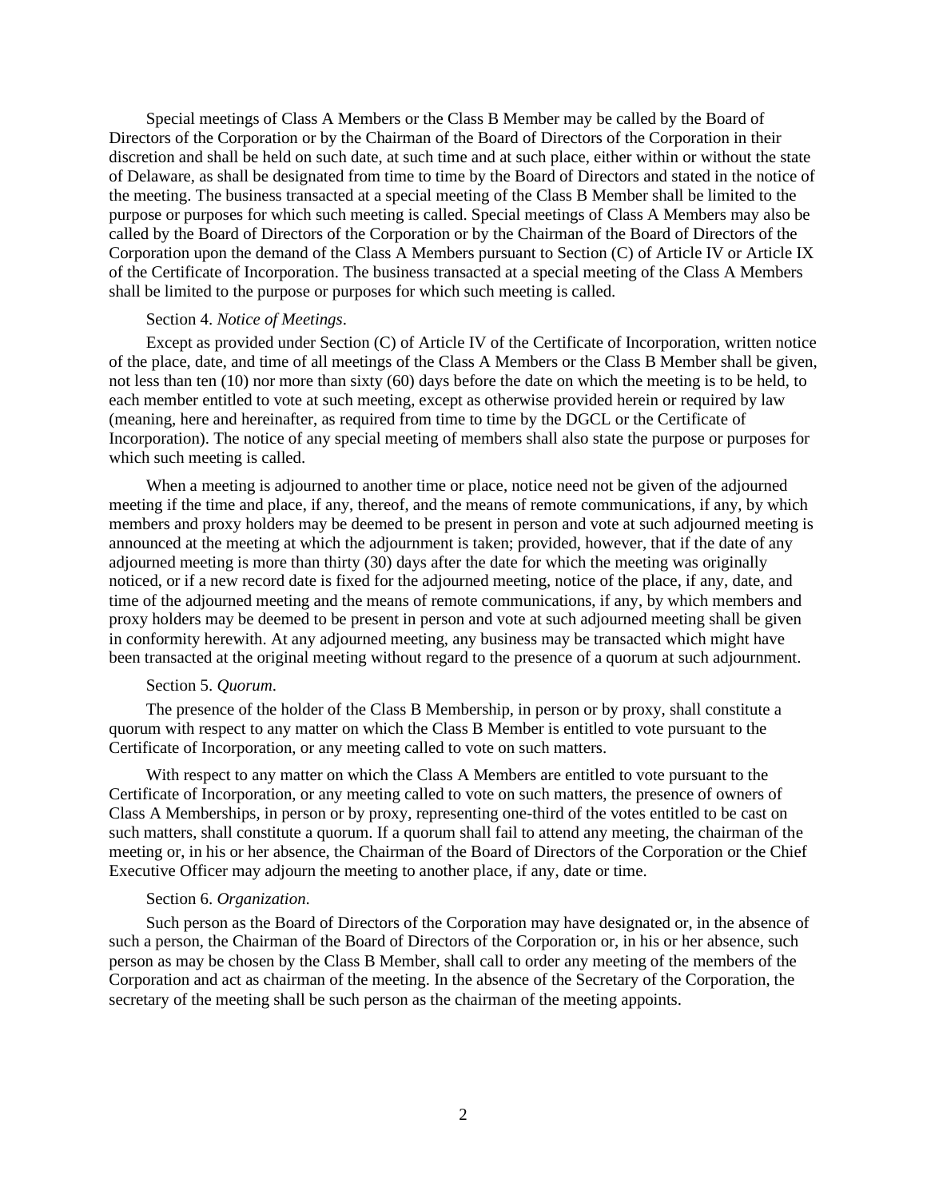Special meetings of Class A Members or the Class B Member may be called by the Board of Directors of the Corporation or by the Chairman of the Board of Directors of the Corporation in their discretion and shall be held on such date, at such time and at such place, either within or without the state of Delaware, as shall be designated from time to time by the Board of Directors and stated in the notice of the meeting. The business transacted at a special meeting of the Class B Member shall be limited to the purpose or purposes for which such meeting is called. Special meetings of Class A Members may also be called by the Board of Directors of the Corporation or by the Chairman of the Board of Directors of the Corporation upon the demand of the Class A Members pursuant to Section (C) of Article IV or Article IX of the Certificate of Incorporation. The business transacted at a special meeting of the Class A Members shall be limited to the purpose or purposes for which such meeting is called.

Section 4. *Notice of Meetings*.

Except as provided under Section (C) of Article IV of the Certificate of Incorporation, written notice of the place, date, and time of all meetings of the Class A Members or the Class B Member shall be given, not less than ten (10) nor more than sixty (60) days before the date on which the meeting is to be held, to each member entitled to vote at such meeting, except as otherwise provided herein or required by law (meaning, here and hereinafter, as required from time to time by the DGCL or the Certificate of Incorporation). The notice of any special meeting of members shall also state the purpose or purposes for which such meeting is called.

When a meeting is adjourned to another time or place, notice need not be given of the adjourned meeting if the time and place, if any, thereof, and the means of remote communications, if any, by which members and proxy holders may be deemed to be present in person and vote at such adjourned meeting is announced at the meeting at which the adjournment is taken; provided, however, that if the date of any adjourned meeting is more than thirty (30) days after the date for which the meeting was originally noticed, or if a new record date is fixed for the adjourned meeting, notice of the place, if any, date, and time of the adjourned meeting and the means of remote communications, if any, by which members and proxy holders may be deemed to be present in person and vote at such adjourned meeting shall be given in conformity herewith. At any adjourned meeting, any business may be transacted which might have been transacted at the original meeting without regard to the presence of a quorum at such adjournment.

Section 5. *Quorum*.

The presence of the holder of the Class B Membership, in person or by proxy, shall constitute a quorum with respect to any matter on which the Class B Member is entitled to vote pursuant to the Certificate of Incorporation, or any meeting called to vote on such matters.

With respect to any matter on which the Class A Members are entitled to vote pursuant to the Certificate of Incorporation, or any meeting called to vote on such matters, the presence of owners of Class A Memberships, in person or by proxy, representing one-third of the votes entitled to be cast on such matters, shall constitute a quorum. If a quorum shall fail to attend any meeting, the chairman of the meeting or, in his or her absence, the Chairman of the Board of Directors of the Corporation or the Chief Executive Officer may adjourn the meeting to another place, if any, date or time.

Section 6. *Organization*.

Such person as the Board of Directors of the Corporation may have designated or, in the absence of such a person, the Chairman of the Board of Directors of the Corporation or, in his or her absence, such person as may be chosen by the Class B Member, shall call to order any meeting of the members of the Corporation and act as chairman of the meeting. In the absence of the Secretary of the Corporation, the secretary of the meeting shall be such person as the chairman of the meeting appoints.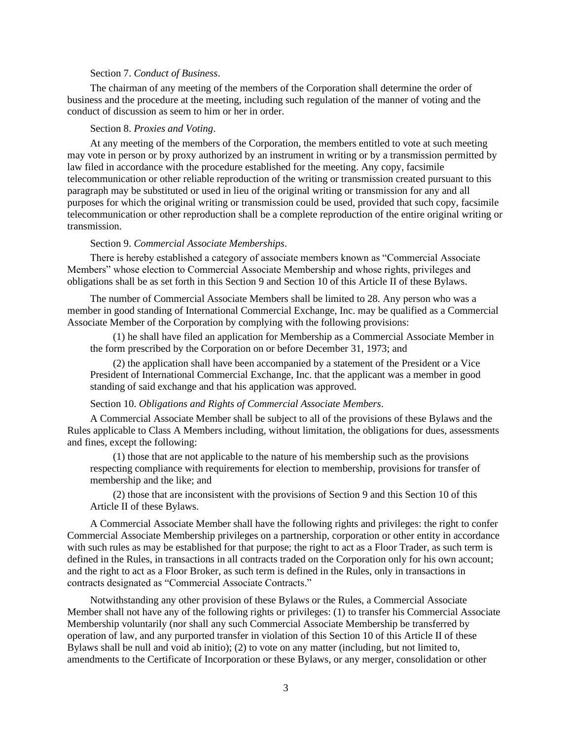Section 7. *Conduct of Business*.

The chairman of any meeting of the members of the Corporation shall determine the order of business and the procedure at the meeting, including such regulation of the manner of voting and the conduct of discussion as seem to him or her in order.

Section 8. *Proxies and Voting*.

At any meeting of the members of the Corporation, the members entitled to vote at such meeting may vote in person or by proxy authorized by an instrument in writing or by a transmission permitted by law filed in accordance with the procedure established for the meeting. Any copy, facsimile telecommunication or other reliable reproduction of the writing or transmission created pursuant to this paragraph may be substituted or used in lieu of the original writing or transmission for any and all purposes for which the original writing or transmission could be used, provided that such copy, facsimile telecommunication or other reproduction shall be a complete reproduction of the entire original writing or transmission.

Section 9. *Commercial Associate Memberships*.

There is hereby established a category of associate members known as "Commercial Associate Members" whose election to Commercial Associate Membership and whose rights, privileges and obligations shall be as set forth in this Section 9 and Section 10 of this Article II of these Bylaws.

The number of Commercial Associate Members shall be limited to 28. Any person who was a member in good standing of International Commercial Exchange, Inc. may be qualified as a Commercial Associate Member of the Corporation by complying with the following provisions:

(1) he shall have filed an application for Membership as a Commercial Associate Member in the form prescribed by the Corporation on or before December 31, 1973; and

(2) the application shall have been accompanied by a statement of the President or a Vice President of International Commercial Exchange, Inc. that the applicant was a member in good standing of said exchange and that his application was approved.

Section 10. *Obligations and Rights of Commercial Associate Members*.

A Commercial Associate Member shall be subject to all of the provisions of these Bylaws and the Rules applicable to Class A Members including, without limitation, the obligations for dues, assessments and fines, except the following:

(1) those that are not applicable to the nature of his membership such as the provisions respecting compliance with requirements for election to membership, provisions for transfer of membership and the like; and

(2) those that are inconsistent with the provisions of Section 9 and this Section 10 of this Article II of these Bylaws.

A Commercial Associate Member shall have the following rights and privileges: the right to confer Commercial Associate Membership privileges on a partnership, corporation or other entity in accordance with such rules as may be established for that purpose; the right to act as a Floor Trader, as such term is defined in the Rules, in transactions in all contracts traded on the Corporation only for his own account; and the right to act as a Floor Broker, as such term is defined in the Rules, only in transactions in contracts designated as "Commercial Associate Contracts."

Notwithstanding any other provision of these Bylaws or the Rules, a Commercial Associate Member shall not have any of the following rights or privileges: (1) to transfer his Commercial Associate Membership voluntarily (nor shall any such Commercial Associate Membership be transferred by operation of law, and any purported transfer in violation of this Section 10 of this Article II of these Bylaws shall be null and void ab initio); (2) to vote on any matter (including, but not limited to, amendments to the Certificate of Incorporation or these Bylaws, or any merger, consolidation or other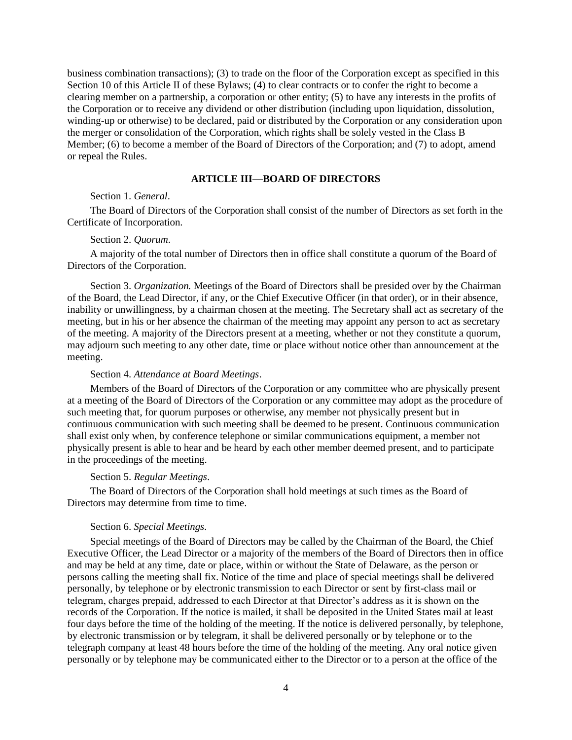business combination transactions); (3) to trade on the floor of the Corporation except as specified in this Section 10 of this Article II of these Bylaws; (4) to clear contracts or to confer the right to become a clearing member on a partnership, a corporation or other entity; (5) to have any interests in the profits of the Corporation or to receive any dividend or other distribution (including upon liquidation, dissolution, winding-up or otherwise) to be declared, paid or distributed by the Corporation or any consideration upon the merger or consolidation of the Corporation, which rights shall be solely vested in the Class B Member; (6) to become a member of the Board of Directors of the Corporation; and (7) to adopt, amend or repeal the Rules.

## ARTICLE III—BOARD OF DIRECTORS

Section 1. *General*.

The Board of Directors of the Corporation shall consist of the number of Directors as set forth in the Certificate of Incorporation.

Section 2. *Quorum*.

A majority of the total number of Directors then in office shall constitute a quorum of the Board of Directors of the Corporation.

Section 3. *Organization.* Meetings of the Board of Directors shall be presided over by the Chairman of the Board, the Lead Director, if any, or the Chief Executive Officer (in that order), or in their absence, inability or unwillingness, by a chairman chosen at the meeting. The Secretary shall act as secretary of the meeting, but in his or her absence the chairman of the meeting may appoint any person to act as secretary of the meeting. A majority of the Directors present at a meeting, whether or not they constitute a quorum, may adjourn such meeting to any other date, time or place without notice other than announcement at the meeting.

Section 4. *Attendance at Board Meetings*.

Members of the Board of Directors of the Corporation or any committee who are physically present at a meeting of the Board of Directors of the Corporation or any committee may adopt as the procedure of such meeting that, for quorum purposes or otherwise, any member not physically present but in continuous communication with such meeting shall be deemed to be present. Continuous communication shall exist only when, by conference telephone or similar communications equipment, a member not physically present is able to hear and be heard by each other member deemed present, and to participate in the proceedings of the meeting.

Section 5. *Regular Meetings*.

The Board of Directors of the Corporation shall hold meetings at such times as the Board of Directors may determine from time to time.

Section 6. *Special Meetings*.

Special meetings of the Board of Directors may be called by the Chairman of the Board, the Chief Executive Officer, the Lead Director or a majority of the members of the Board of Directors then in office and may be held at any time, date or place, within or without the State of Delaware, as the person or persons calling the meeting shall fix. Notice of the time and place of special meetings shall be delivered personally, by telephone or by electronic transmission to each Director or sent by first-class mail or telegram, charges prepaid, addressed to each Director at that Director's address as it is shown on the records of the Corporation. If the notice is mailed, it shall be deposited in the United States mail at least four days before the time of the holding of the meeting. If the notice is delivered personally, by telephone, by electronic transmission or by telegram, it shall be delivered personally or by telephone or to the telegraph company at least 48 hours before the time of the holding of the meeting. Any oral notice given personally or by telephone may be communicated either to the Director or to a person at the office of the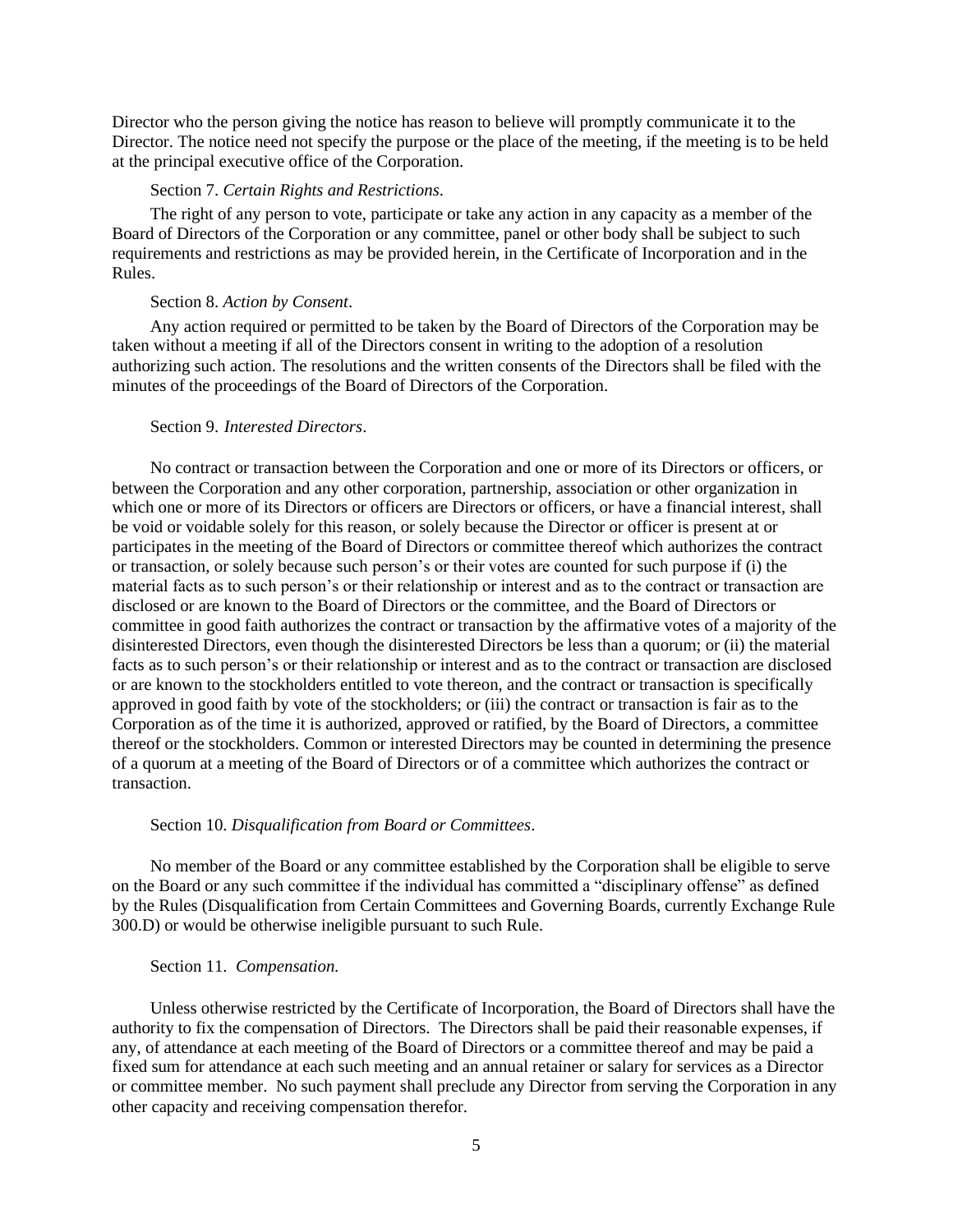Director who the person giving the notice has reason to believe will promptly communicate it to the Director. The notice need not specify the purpose or the place of the meeting, if the meeting is to be held at the principal executive office of the Corporation.

Section 7. *Certain Rights and Restrictions*.

The right of any person to vote, participate or take any action in any capacity as a member of the Board of Directors of the Corporation or any committee, panel or other body shall be subject to such requirements and restrictions as may be provided herein, in the Certificate of Incorporation and in the Rules.

Section 8. *Action by Consent*.

Any action required or permitted to be taken by the Board of Directors of the Corporation may be taken without a meeting if all of the Directors consent in writing to the adoption of a resolution authorizing such action. The resolutions and the written consents of the Directors shall be filed with the minutes of the proceedings of the Board of Directors of the Corporation.

Section 9. *Interested Directors*.

No contract or transaction between the Corporation and one or more of its Directors or officers, or between the Corporation and any other corporation, partnership, association or other organization in which one or more of its Directors or officers are Directors or officers, or have a financial interest, shall be void or voidable solely for this reason, or solely because the Director or officer is present at or participates in the meeting of the Board of Directors or committee thereof which authorizes the contract or transaction, or solely because such person's or their votes are counted for such purpose if (i) the material facts as to such person's or their relationship or interest and as to the contract or transaction are disclosed or are known to the Board of Directors or the committee, and the Board of Directors or committee in good faith authorizes the contract or transaction by the affirmative votes of a majority of the disinterested Directors, even though the disinterested Directors be less than a quorum; or (ii) the material facts as to such person's or their relationship or interest and as to the contract or transaction are disclosed or are known to the stockholders entitled to vote thereon, and the contract or transaction is specifically approved in good faith by vote of the stockholders; or (iii) the contract or transaction is fair as to the Corporation as of the time it is authorized, approved or ratified, by the Board of Directors, a committee thereof or the stockholders. Common or interested Directors may be counted in determining the presence of a quorum at a meeting of the Board of Directors or of a committee which authorizes the contract or transaction.

Section 10. *Disqualification from Board or Committees*.

No member of the Board or any committee established by the Corporation shall be eligible to serve on the Board or any such committee if the individual has committed a "disciplinary offense" as defined by the Rules (Disqualification from Certain Committees and Governing Boards, currently Exchange Rule 300.D) or would be otherwise ineligible pursuant to such Rule.

Section 11. *Compensation.*

Unless otherwise restricted by the Certificate of Incorporation, the Board of Directors shall have the authority to fix the compensation of Directors. The Directors shall be paid their reasonable expenses, if any, of attendance at each meeting of the Board of Directors or a committee thereof and may be paid a fixed sum for attendance at each such meeting and an annual retainer or salary for services as a Director or committee member. No such payment shall preclude any Director from serving the Corporation in any other capacity and receiving compensation therefor.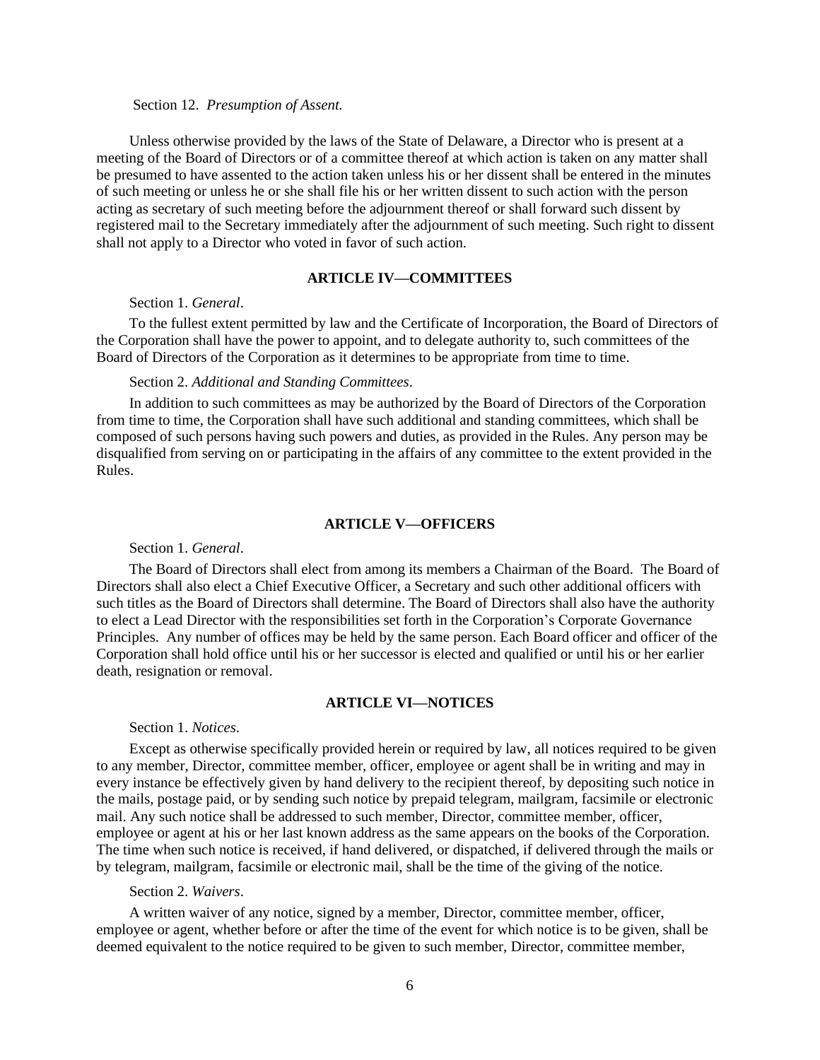Section 12. *Presumption of Assent.*

Unless otherwise provided by the laws of the State of Delaware, a Director who is present at a meeting of the Board of Directors or of a committee thereof at which action is taken on any matter shall be presumed to have assented to the action taken unless his or her dissent shall be entered in the minutes of such meeting or unless he or she shall file his or her written dissent to such action with the person acting as secretary of such meeting before the adjournment thereof or shall forward such dissent by registered mail to the Secretary immediately after the adjournment of such meeting. Such right to dissent shall not apply to a Director who voted in favor of such action.

## ARTICLE IV—COMMITTEES

Section 1. *General*.

To the fullest extent permitted by law and the Certificate of Incorporation, the Board of Directors of the Corporation shall have the power to appoint, and to delegate authority to, such committees of the Board of Directors of the Corporation as it determines to be appropriate from time to time.

Section 2. *Additional and Standing Committees*.

In addition to such committees as may be authorized by the Board of Directors of the Corporation from time to time, the Corporation shall have such additional and standing committees, which shall be composed of such persons having such powers and duties, as provided in the Rules. Any person may be disqualified from serving on or participating in the affairs of any committee to the extent provided in the Rules.

## ARTICLE V—OFFICERS

Section 1. *General*.

The Board of Directors shall elect from among its members a Chairman of the Board. The Board of Directors shall also elect a Chief Executive Officer, a Secretary and such other additional officers with such titles as the Board of Directors shall determine. The Board of Directors shall also have the authority to elect a Lead Director with the responsibilities set forth in the Corporation's Corporate Governance Principles. Any number of offices may be held by the same person. Each Board officer and officer of the Corporation shall hold office until his or her successor is elected and qualified or until his or her earlier death, resignation or removal.

## ARTICLE VI—NOTICES

Section 1. *Notices*.

Except as otherwise specifically provided herein or required by law, all notices required to be given to any member, Director, committee member, officer, employee or agent shall be in writing and may in every instance be effectively given by hand delivery to the recipient thereof, by depositing such notice in the mails, postage paid, or by sending such notice by prepaid telegram, mailgram, facsimile or electronic mail. Any such notice shall be addressed to such member, Director, committee member, officer, employee or agent at his or her last known address as the same appears on the books of the Corporation. The time when such notice is received, if hand delivered, or dispatched, if delivered through the mails or by telegram, mailgram, facsimile or electronic mail, shall be the time of the giving of the notice.

Section 2. *Waivers*.

A written waiver of any notice, signed by a member, Director, committee member, officer, employee or agent, whether before or after the time of the event for which notice is to be given, shall be deemed equivalent to the notice required to be given to such member, Director, committee member,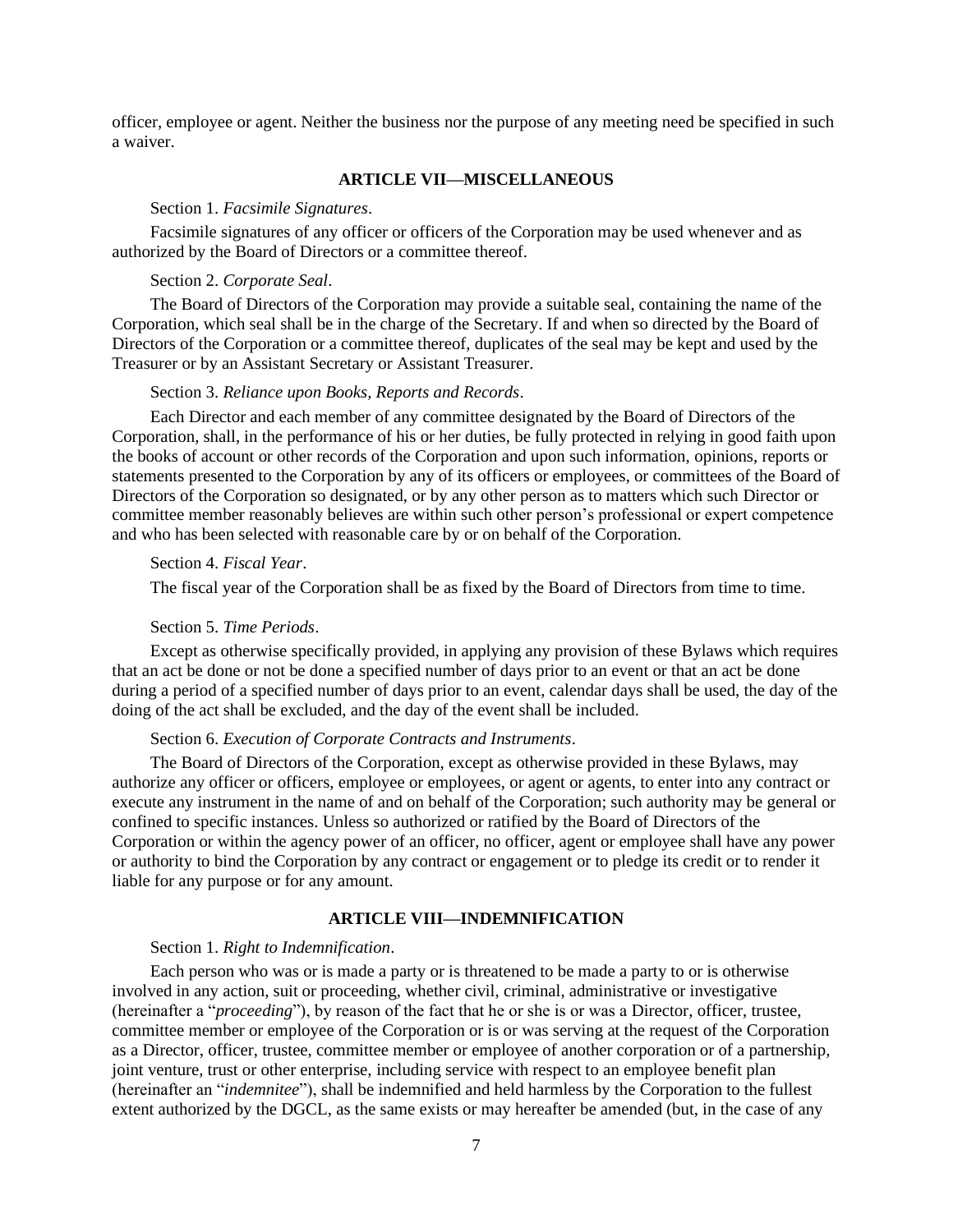officer, employee or agent. Neither the business nor the purpose of any meeting need be specified in such a waiver.

## ARTICLE VII—MISCELLANEOUS

Section 1. *Facsimile Signatures*.

Facsimile signatures of any officer or officers of the Corporation may be used whenever and as authorized by the Board of Directors or a committee thereof.

Section 2. *Corporate Seal*.

The Board of Directors of the Corporation may provide a suitable seal, containing the name of the Corporation, which seal shall be in the charge of the Secretary. If and when so directed by the Board of Directors of the Corporation or a committee thereof, duplicates of the seal may be kept and used by the Treasurer or by an Assistant Secretary or Assistant Treasurer.

Section 3. *Reliance upon Books, Reports and Records*.

Each Director and each member of any committee designated by the Board of Directors of the Corporation, shall, in the performance of his or her duties, be fully protected in relying in good faith upon the books of account or other records of the Corporation and upon such information, opinions, reports or statements presented to the Corporation by any of its officers or employees, or committees of the Board of Directors of the Corporation so designated, or by any other person as to matters which such Director or committee member reasonably believes are within such other person's professional or expert competence and who has been selected with reasonable care by or on behalf of the Corporation.

Section 4. *Fiscal Year*.

The fiscal year of the Corporation shall be as fixed by the Board of Directors from time to time.

Section 5. *Time Periods*.

Except as otherwise specifically provided, in applying any provision of these Bylaws which requires that an act be done or not be done a specified number of days prior to an event or that an act be done during a period of a specified number of days prior to an event, calendar days shall be used, the day of the doing of the act shall be excluded, and the day of the event shall be included.

Section 6. *Execution of Corporate Contracts and Instruments*.

The Board of Directors of the Corporation, except as otherwise provided in these Bylaws, may authorize any officer or officers, employee or employees, or agent or agents, to enter into any contract or execute any instrument in the name of and on behalf of the Corporation; such authority may be general or confined to specific instances. Unless so authorized or ratified by the Board of Directors of the Corporation or within the agency power of an officer, no officer, agent or employee shall have any power or authority to bind the Corporation by any contract or engagement or to pledge its credit or to render it liable for any purpose or for any amount.

## ARTICLE VIII—INDEMNIFICATION

Section 1. *Right to Indemnification*.

Each person who was or is made a party or is threatened to be made a party to or is otherwise involved in any action, suit or proceeding, whether civil, criminal, administrative or investigative (hereinafter a "*proceeding*"), by reason of the fact that he or she is or was a Director, officer, trustee, committee member or employee of the Corporation or is or was serving at the request of the Corporation as a Director, officer, trustee, committee member or employee of another corporation or of a partnership, joint venture, trust or other enterprise, including service with respect to an employee benefit plan (hereinafter an "*indemnitee*"), shall be indemnified and held harmless by the Corporation to the fullest extent authorized by the DGCL, as the same exists or may hereafter be amended (but, in the case of any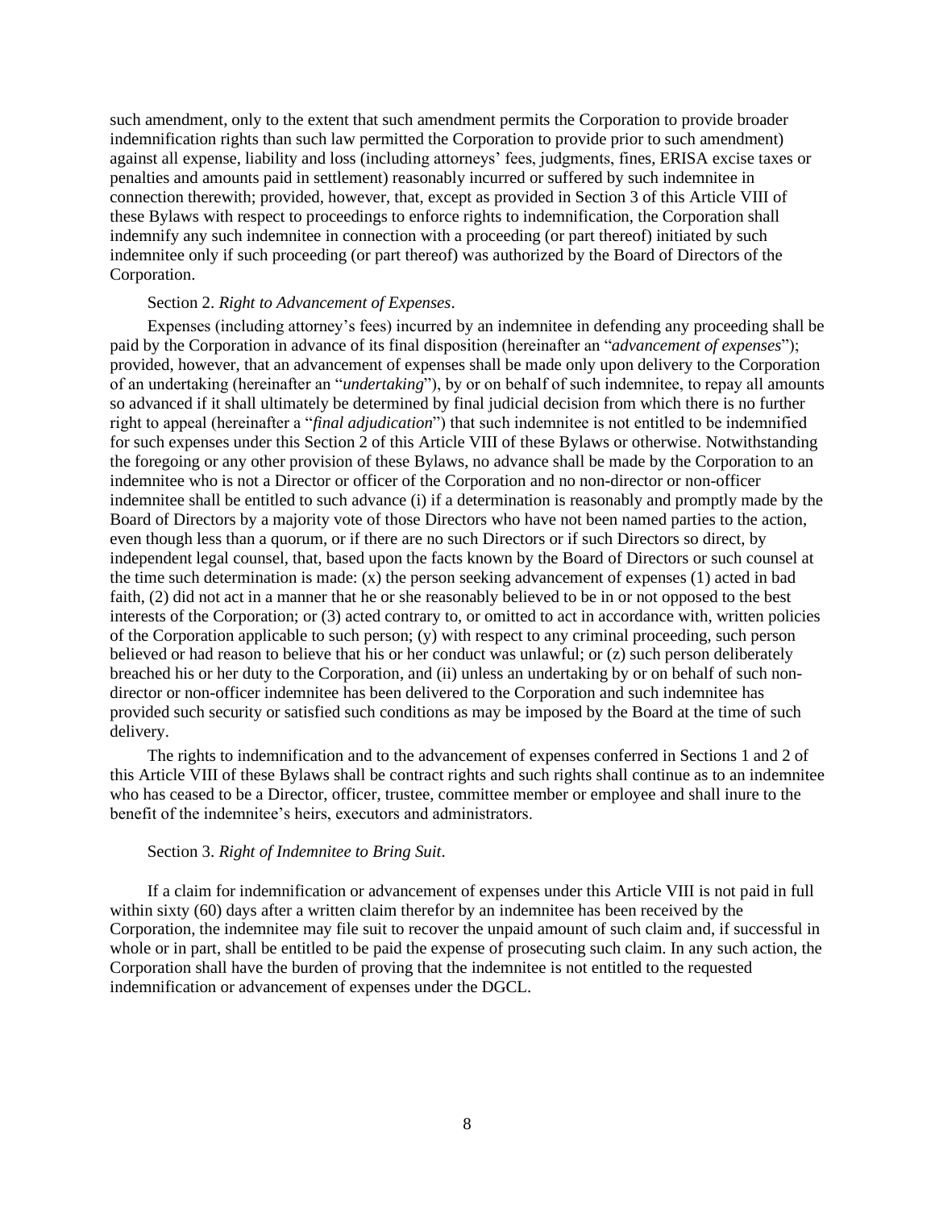such amendment, only to the extent that such amendment permits the Corporation to provide broader indemnification rights than such law permitted the Corporation to provide prior to such amendment) against all expense, liability and loss (including attorneys' fees, judgments, fines, ERISA excise taxes or penalties and amounts paid in settlement) reasonably incurred or suffered by such indemnitee in connection therewith; provided, however, that, except as provided in Section 3 of this Article VIII of these Bylaws with respect to proceedings to enforce rights to indemnification, the Corporation shall indemnify any such indemnitee in connection with a proceeding (or part thereof) initiated by such indemnitee only if such proceeding (or part thereof) was authorized by the Board of Directors of the Corporation.

Section 2. *Right to Advancement of Expenses*.

Expenses (including attorney's fees) incurred by an indemnitee in defending any proceeding shall be paid by the Corporation in advance of its final disposition (hereinafter an "*advancement of expenses*"); provided, however, that an advancement of expenses shall be made only upon delivery to the Corporation of an undertaking (hereinafter an "*undertaking*"), by or on behalf of such indemnitee, to repay all amounts so advanced if it shall ultimately be determined by final judicial decision from which there is no further right to appeal (hereinafter a "*final adjudication*") that such indemnitee is not entitled to be indemnified for such expenses under this Section 2 of this Article VIII of these Bylaws or otherwise. Notwithstanding the foregoing or any other provision of these Bylaws, no advance shall be made by the Corporation to an indemnitee who is not a Director or officer of the Corporation and no non-director or non-officer indemnitee shall be entitled to such advance (i) if a determination is reasonably and promptly made by the Board of Directors by a majority vote of those Directors who have not been named parties to the action, even though less than a quorum, or if there are no such Directors or if such Directors so direct, by independent legal counsel, that, based upon the facts known by the Board of Directors or such counsel at the time such determination is made: (x) the person seeking advancement of expenses (1) acted in bad faith, (2) did not act in a manner that he or she reasonably believed to be in or not opposed to the best interests of the Corporation; or (3) acted contrary to, or omitted to act in accordance with, written policies of the Corporation applicable to such person; (y) with respect to any criminal proceeding, such person believed or had reason to believe that his or her conduct was unlawful; or (z) such person deliberately breached his or her duty to the Corporation, and (ii) unless an undertaking by or on behalf of such non-director or non-officer indemnitee has been delivered to the Corporation and such indemnitee has provided such security or satisfied such conditions as may be imposed by the Board at the time of such delivery.

The rights to indemnification and to the advancement of expenses conferred in Sections 1 and 2 of this Article VIII of these Bylaws shall be contract rights and such rights shall continue as to an indemnitee who has ceased to be a Director, officer, trustee, committee member or employee and shall inure to the benefit of the indemnitee's heirs, executors and administrators.

Section 3. *Right of Indemnitee to Bring Suit*.

If a claim for indemnification or advancement of expenses under this Article VIII is not paid in full within sixty (60) days after a written claim therefor by an indemnitee has been received by the Corporation, the indemnitee may file suit to recover the unpaid amount of such claim and, if successful in whole or in part, shall be entitled to be paid the expense of prosecuting such claim. In any such action, the Corporation shall have the burden of proving that the indemnitee is not entitled to the requested indemnification or advancement of expenses under the DGCL.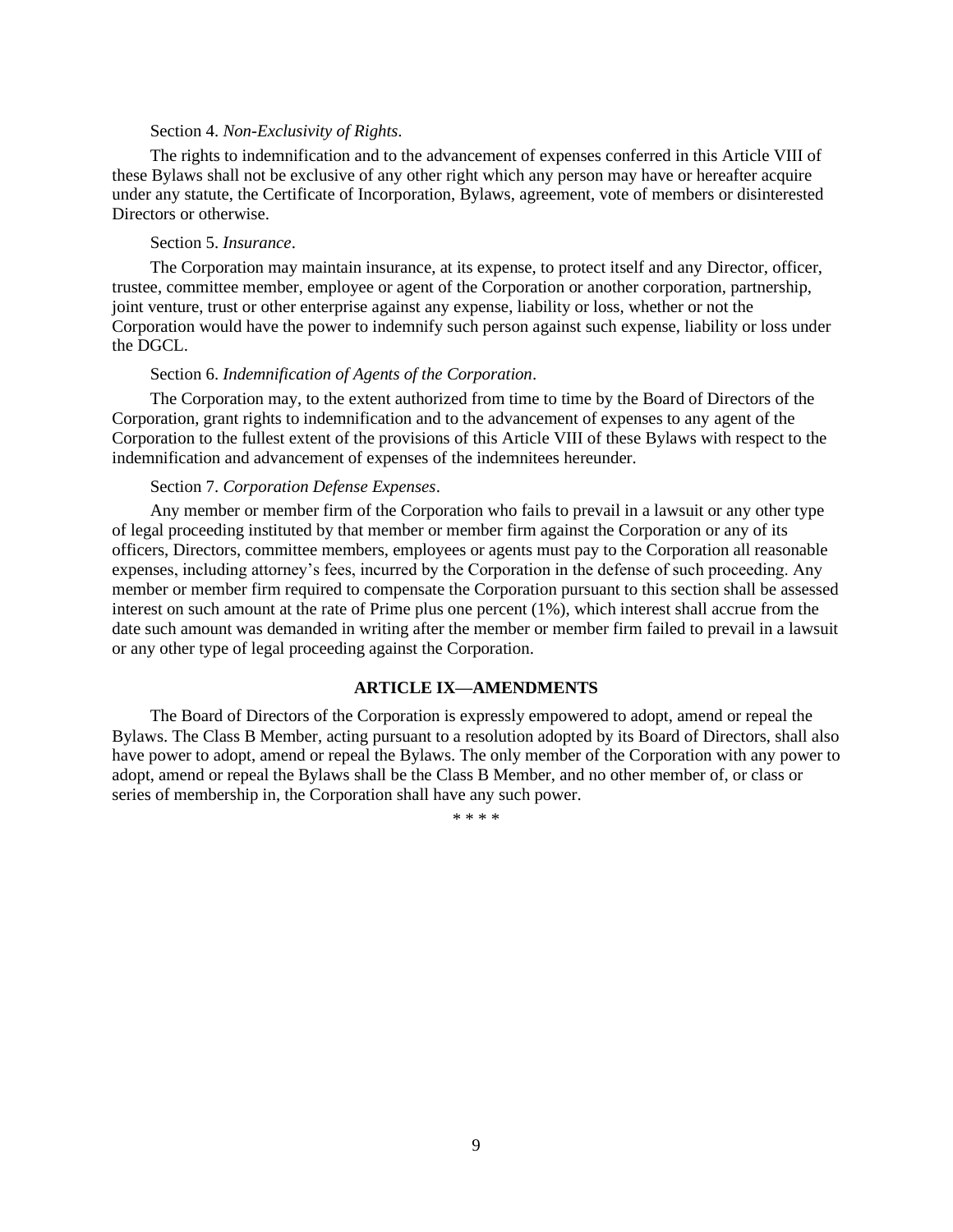Section 4. *Non-Exclusivity of Rights*.

The rights to indemnification and to the advancement of expenses conferred in this Article VIII of these Bylaws shall not be exclusive of any other right which any person may have or hereafter acquire under any statute, the Certificate of Incorporation, Bylaws, agreement, vote of members or disinterested Directors or otherwise.

Section 5. *Insurance*.

The Corporation may maintain insurance, at its expense, to protect itself and any Director, officer, trustee, committee member, employee or agent of the Corporation or another corporation, partnership, joint venture, trust or other enterprise against any expense, liability or loss, whether or not the Corporation would have the power to indemnify such person against such expense, liability or loss under the DGCL.

Section 6. *Indemnification of Agents of the Corporation*.

The Corporation may, to the extent authorized from time to time by the Board of Directors of the Corporation, grant rights to indemnification and to the advancement of expenses to any agent of the Corporation to the fullest extent of the provisions of this Article VIII of these Bylaws with respect to the indemnification and advancement of expenses of the indemnitees hereunder.

Section 7. *Corporation Defense Expenses*.

Any member or member firm of the Corporation who fails to prevail in a lawsuit or any other type of legal proceeding instituted by that member or member firm against the Corporation or any of its officers, Directors, committee members, employees or agents must pay to the Corporation all reasonable expenses, including attorney's fees, incurred by the Corporation in the defense of such proceeding. Any member or member firm required to compensate the Corporation pursuant to this section shall be assessed interest on such amount at the rate of Prime plus one percent (1%), which interest shall accrue from the date such amount was demanded in writing after the member or member firm failed to prevail in a lawsuit or any other type of legal proceeding against the Corporation.

## ARTICLE IX—AMENDMENTS

The Board of Directors of the Corporation is expressly empowered to adopt, amend or repeal the Bylaws. The Class B Member, acting pursuant to a resolution adopted by its Board of Directors, shall also have power to adopt, amend or repeal the Bylaws. The only member of the Corporation with any power to adopt, amend or repeal the Bylaws shall be the Class B Member, and no other member of, or class or series of membership in, the Corporation shall have any such power.

* * * *